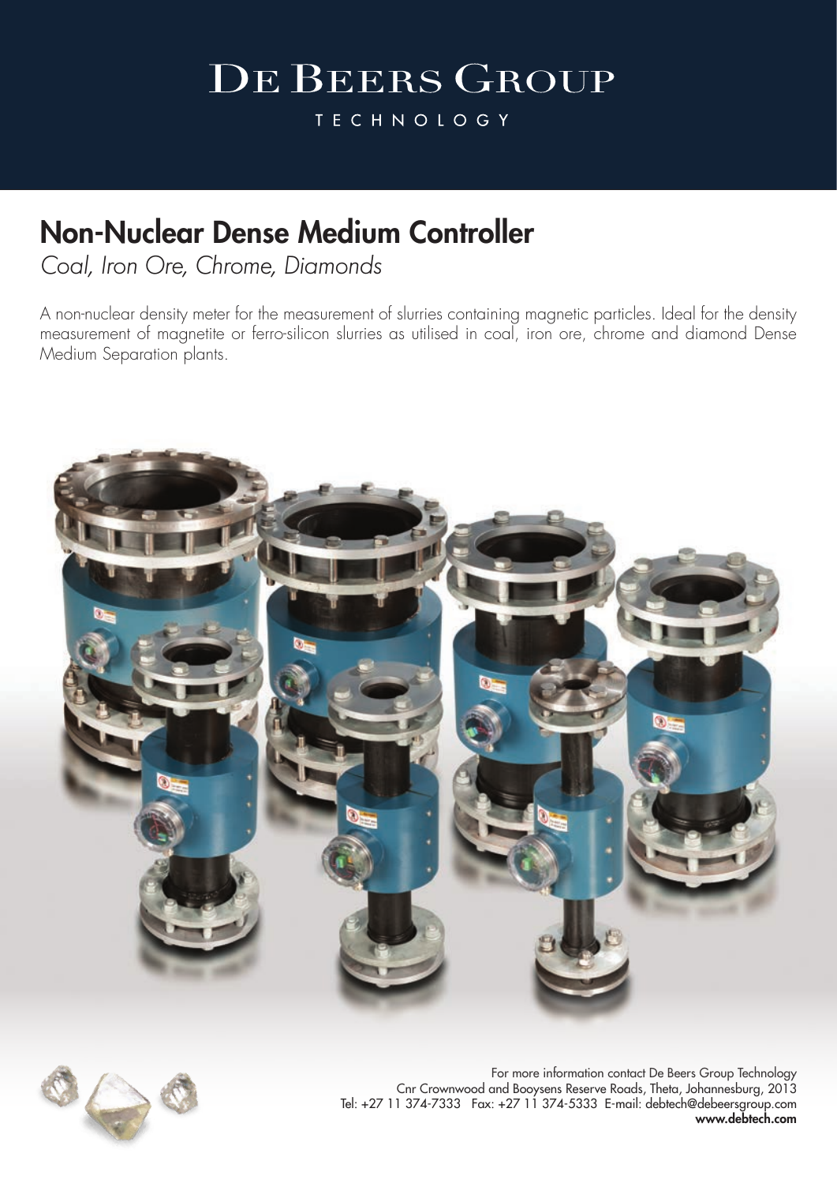DE BEERS GROUP

TECHNOLOGY

# Non-Nuclear Dense Medium Controller

*Coal, Iron Ore, Chrome, Diamonds*

A non-nuclear density meter for the measurement of slurries containing magnetic particles. Ideal for the density measurement of magnetite or ferro-silicon slurries as utilised in coal, iron ore, chrome and diamond Dense Medium Separation plants.

For more information contact De Beers Group Technology
Cnr Crownwood and Booysens Reserve Roads, Theta, Johannesburg, 2013
Tel: +27 11 374-7333 Fax: +27 11 374-5333 E-mail: debtech@debeersgroup.com
**www.debtech.com**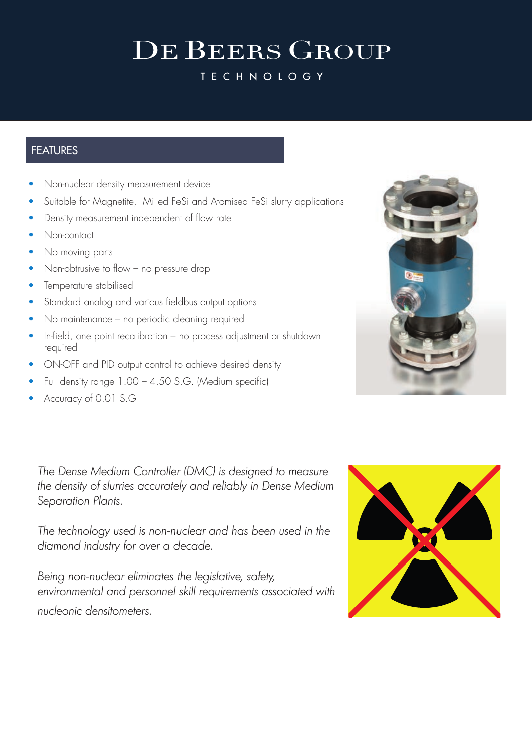# De Beers Group

TECHNOLOGY

## FEATURES

- Non-nuclear density measurement device
- Suitable for Magnetite, Milled FeSi and Atomised FeSi slurry applications
- Density measurement independent of flow rate
- Non-contact
- No moving parts
- Non-obtrusive to flow – no pressure drop
- Temperature stabilised
- Standard analog and various fieldbus output options
- No maintenance – no periodic cleaning required
- In-field, one point recalibration – no process adjustment or shutdown required
- ON-OFF and PID output control to achieve desired density
- Full density range 1.00 – 4.50 S.G. (Medium specific)
- Accuracy of 0.01 S.G

*The Dense Medium Controller (DMC) is designed to measure the density of slurries accurately and reliably in Dense Medium Separation Plants.*

*The technology used is non-nuclear and has been used in the diamond industry for over a decade.*

*Being non-nuclear eliminates the legislative, safety, environmental and personnel skill requirements associated with nucleonic densitometers.*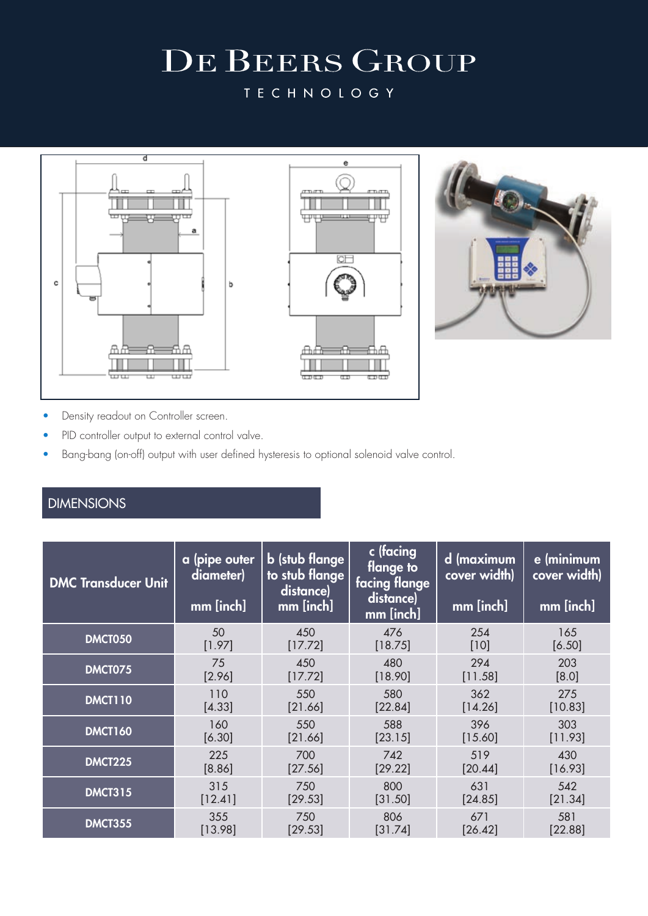# DE BEERS GROUP

TECHNOLOGY

- Density readout on Controller screen.
- PID controller output to external control valve.
- Bang-bang (on-off) output with user defined hysteresis to optional solenoid valve control.

## DIMENSIONS

| DMC Transducer Unit | a (pipe outer diameter) mm [inch] | b (stub flange to stub flange distance) mm [inch] | c (facing flange to facing flange distance) mm [inch] | d (maximum cover width) mm [inch] | e (minimum cover width) mm [inch] |
|---|---|---|---|---|---|
| DMCT050 | 50 [1.97] | 450 [17.72] | 476 [18.75] | 254 [10] | 165 [6.50] |
| DMCT075 | 75 [2.96] | 450 [17.72] | 480 [18.90] | 294 [11.58] | 203 [8.0] |
| DMCT110 | 110 [4.33] | 550 [21.66] | 580 [22.84] | 362 [14.26] | 275 [10.83] |
| DMCT160 | 160 [6.30] | 550 [21.66] | 588 [23.15] | 396 [15.60] | 303 [11.93] |
| DMCT225 | 225 [8.86] | 700 [27.56] | 742 [29.22] | 519 [20.44] | 430 [16.93] |
| DMCT315 | 315 [12.41] | 750 [29.53] | 800 [31.50] | 631 [24.85] | 542 [21.34] |
| DMCT355 | 355 [13.98] | 750 [29.53] | 806 [31.74] | 671 [26.42] | 581 [22.88] |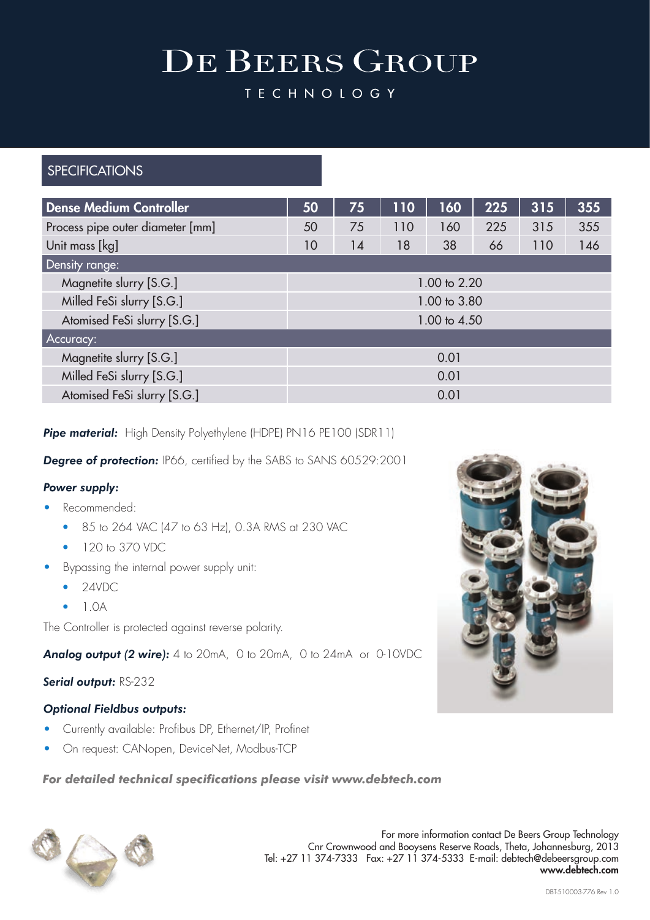# DE BEERS GROUP

TECHNOLOGY

## SPECIFICATIONS

| Dense Medium Controller | 50 | 75 | 110 | 160 | 225 | 315 | 355 |
|---|---|---|---|---|---|---|---|
| Process pipe outer diameter [mm] | 50 | 75 | 110 | 160 | 225 | 315 | 355 |
| Unit mass [kg] | 10 | 14 | 18 | 38 | 66 | 110 | 146 |
| Density range: | | | | | | | |
| Magnetite slurry [S.G.] | 1.00 to 2.20 | | | | | | |
| Milled FeSi slurry [S.G.] | 1.00 to 3.80 | | | | | | |
| Atomised FeSi slurry [S.G.] | 1.00 to 4.50 | | | | | | |
| Accuracy: | | | | | | | |
| Magnetite slurry [S.G.] | 0.01 | | | | | | |
| Milled FeSi slurry [S.G.] | 0.01 | | | | | | |
| Atomised FeSi slurry [S.G.] | 0.01 | | | | | | |

***Pipe material:*** High Density Polyethylene (HDPE) PN16 PE100 (SDR11)

***Degree of protection:*** IP66, certified by the SABS to SANS 60529:2001

***Power supply:***

- Recommended:
  - 85 to 264 VAC (47 to 63 Hz), 0.3A RMS at 230 VAC
  - 120 to 370 VDC
- Bypassing the internal power supply unit:
  - 24VDC
  - 1.0A

The Controller is protected against reverse polarity.

***Analog output (2 wire):*** 4 to 20mA, 0 to 20mA, 0 to 24mA or 0-10VDC

***Serial output:*** RS-232

***Optional Fieldbus outputs:***

- Currently available: Profibus DP, Ethernet/IP, Profinet
- On request: CANopen, DeviceNet, Modbus-TCP

***For detailed technical specifications please visit www.debtech.com***

For more information contact De Beers Group Technology
Cnr Crownwood and Booysens Reserve Roads, Theta, Johannesburg, 2013
Tel: +27 11 374-7333 Fax: +27 11 374-5333 E-mail: debtech@debeersgroup.com
**www.debtech.com**

DBT-510003-776 Rev 1.0